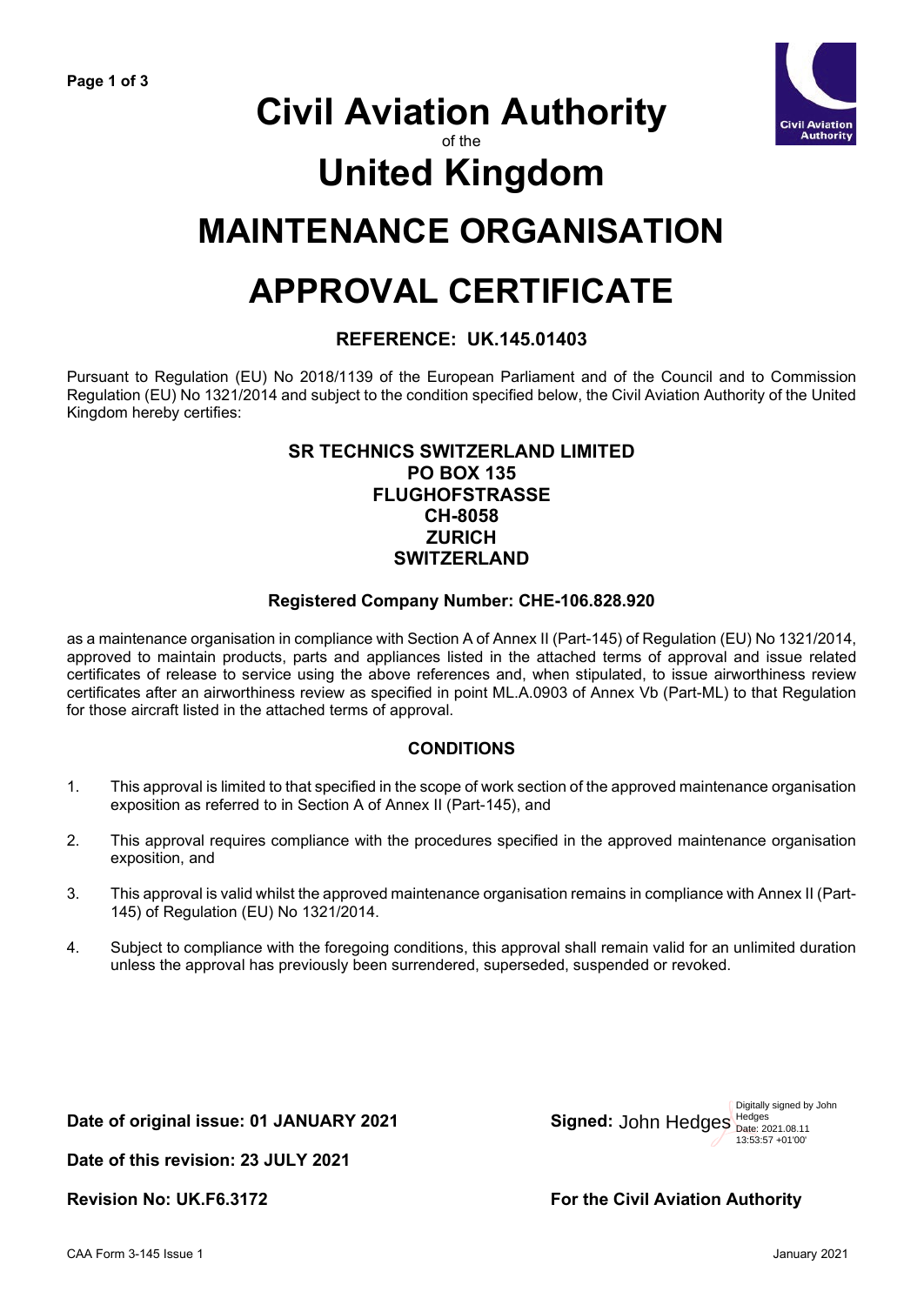# Civil Aviation Authority

of the

# United Kingdom

# MAINTENANCE ORGANISATION

# APPROVAL CERTIFICATE

### REFERENCE: UK.145.01403

Pursuant to Regulation (EU) No 2018/1139 of the European Parliament and of the Council and to Commission Regulation (EU) No 1321/2014 and subject to the condition specified below, the Civil Aviation Authority of the United Kingdom hereby certifies:

**SR TECHNICS SWITZERLAND LIMITED**
**PO BOX 135**
**FLUGHOFSTRASSE**
**CH-8058**
**ZURICH**
**SWITZERLAND**

**Registered Company Number: CHE-106.828.920**

as a maintenance organisation in compliance with Section A of Annex II (Part-145) of Regulation (EU) No 1321/2014, approved to maintain products, parts and appliances listed in the attached terms of approval and issue related certificates of release to service using the above references and, when stipulated, to issue airworthiness review certificates after an airworthiness review as specified in point ML.A.0903 of Annex Vb (Part-ML) to that Regulation for those aircraft listed in the attached terms of approval.

### CONDITIONS

1. This approval is limited to that specified in the scope of work section of the approved maintenance organisation exposition as referred to in Section A of Annex II (Part-145), and

2. This approval requires compliance with the procedures specified in the approved maintenance organisation exposition, and

3. This approval is valid whilst the approved maintenance organisation remains in compliance with Annex II (Part-145) of Regulation (EU) No 1321/2014.

4. Subject to compliance with the foregoing conditions, this approval shall remain valid for an unlimited duration unless the approval has previously been surrendered, superseded, suspended or revoked.

**Date of original issue: 01 JANUARY 2021**

**Date of this revision: 23 JULY 2021**

**Revision No: UK.F6.3172**

**Signed:** John Hedges (Digitally signed by John Hedges Date: 2021.08.11 13:53:57 +01'00')

**For the Civil Aviation Authority**

CAA Form 3-145 Issue 1 — January 2021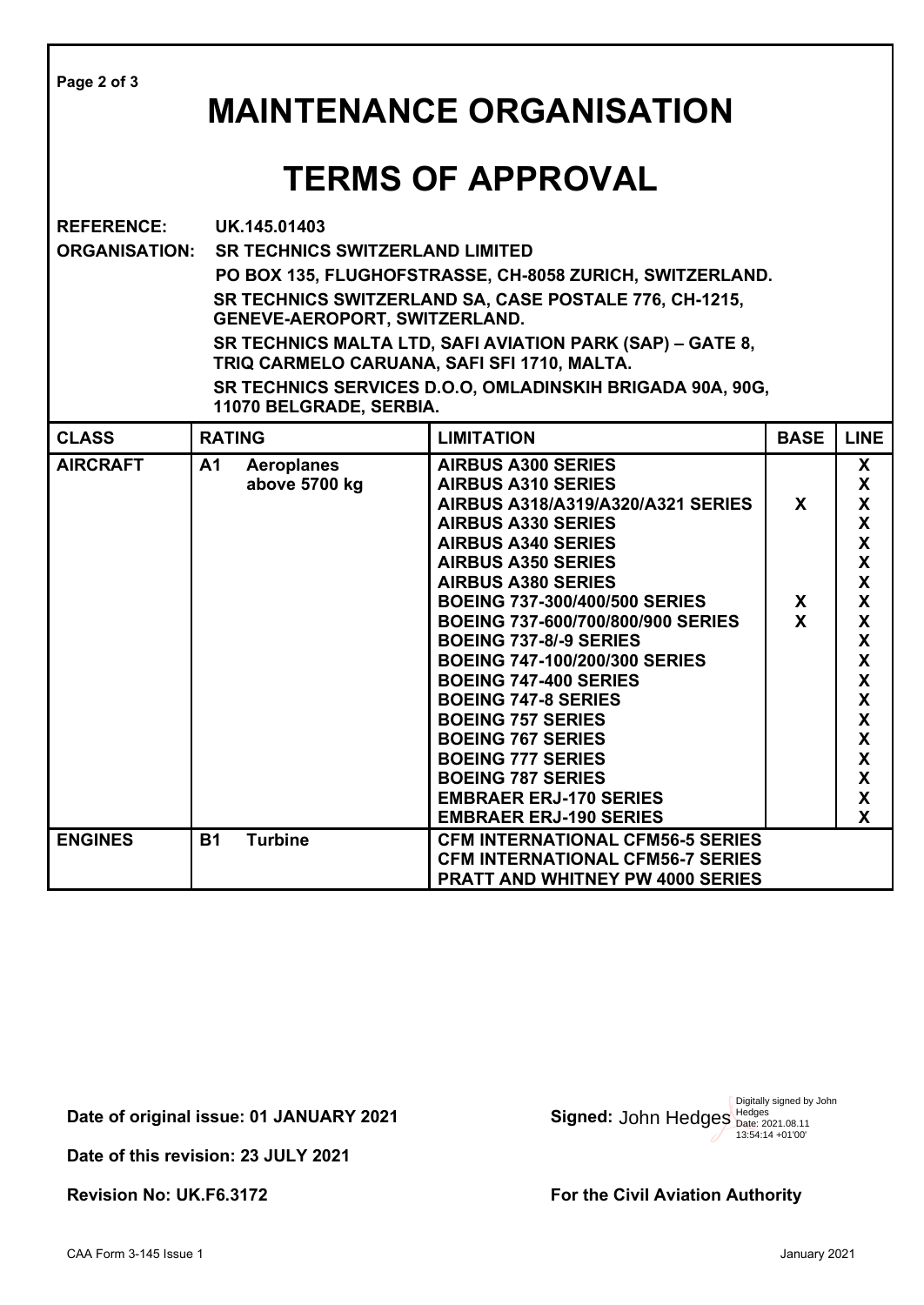# MAINTENANCE ORGANISATION

# TERMS OF APPROVAL

**REFERENCE:** UK.145.01403

**ORGANISATION:** SR TECHNICS SWITZERLAND LIMITED
PO BOX 135, FLUGHOFSTRASSE, CH-8058 ZURICH, SWITZERLAND.
SR TECHNICS SWITZERLAND SA, CASE POSTALE 776, CH-1215, GENEVE-AEROPORT, SWITZERLAND.
SR TECHNICS MALTA LTD, SAFI AVIATION PARK (SAP) – GATE 8, TRIQ CARMELO CARUANA, SAFI SFI 1710, MALTA.
SR TECHNICS SERVICES D.O.O, OMLADINSKIH BRIGADA 90A, 90G, 11070 BELGRADE, SERBIA.

| CLASS | RATING | LIMITATION | BASE | LINE |
|---|---|---|---|---|
| AIRCRAFT | A1 Aeroplanes above 5700 kg | AIRBUS A300 SERIES | | X |
| | | AIRBUS A310 SERIES | | X |
| | | AIRBUS A318/A319/A320/A321 SERIES | X | X |
| | | AIRBUS A330 SERIES | | X |
| | | AIRBUS A340 SERIES | | X |
| | | AIRBUS A350 SERIES | | X |
| | | AIRBUS A380 SERIES | | X |
| | | BOEING 737-300/400/500 SERIES | X | X |
| | | BOEING 737-600/700/800/900 SERIES | X | X |
| | | BOEING 737-8/-9 SERIES | | X |
| | | BOEING 747-100/200/300 SERIES | | X |
| | | BOEING 747-400 SERIES | | X |
| | | BOEING 747-8 SERIES | | X |
| | | BOEING 757 SERIES | | X |
| | | BOEING 767 SERIES | | X |
| | | BOEING 777 SERIES | | X |
| | | BOEING 787 SERIES | | X |
| | | EMBRAER ERJ-170 SERIES | | X |
| | | EMBRAER ERJ-190 SERIES | | X |
| ENGINES | B1 Turbine | CFM INTERNATIONAL CFM56-5 SERIES | | |
| | | CFM INTERNATIONAL CFM56-7 SERIES | | |
| | | PRATT AND WHITNEY PW 4000 SERIES | | |

**Date of original issue: 01 JANUARY 2021**

**Date of this revision: 23 JULY 2021**

**Revision No: UK.F6.3172**

**Signed:** John Hedges (Digitally signed by John Hedges Date: 2021.08.11 13:54:14 +01'00')

**For the Civil Aviation Authority**

CAA Form 3-145 Issue 1 January 2021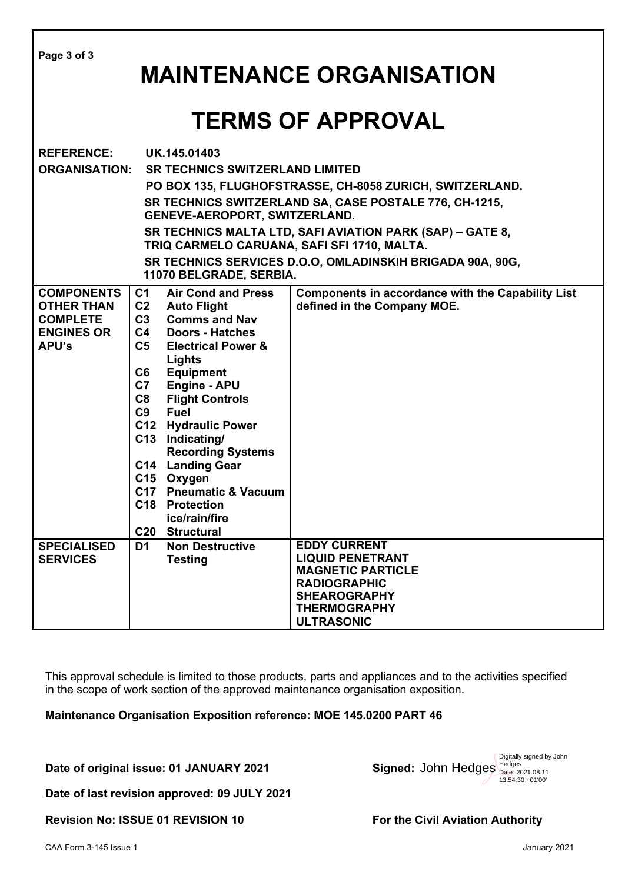# MAINTENANCE ORGANISATION

# TERMS OF APPROVAL

**REFERENCE:** UK.145.01403

**ORGANISATION:** SR TECHNICS SWITZERLAND LIMITED

PO BOX 135, FLUGHOFSTRASSE, CH-8058 ZURICH, SWITZERLAND.

SR TECHNICS SWITZERLAND SA, CASE POSTALE 776, CH-1215, GENEVE-AEROPORT, SWITZERLAND.

SR TECHNICS MALTA LTD, SAFI AVIATION PARK (SAP) – GATE 8, TRIQ CARMELO CARUANA, SAFI SFI 1710, MALTA.

SR TECHNICS SERVICES D.O.O, OMLADINSKIH BRIGADA 90A, 90G, 11070 BELGRADE, SERBIA.

| | | |
|---|---|---|
| **COMPONENTS OTHER THAN COMPLETE ENGINES OR APU's** | **C1 Air Cond and Press**<br>**C2 Auto Flight**<br>**C3 Comms and Nav**<br>**C4 Doors - Hatches**<br>**C5 Electrical Power & Lights**<br>**C6 Equipment**<br>**C7 Engine - APU**<br>**C8 Flight Controls**<br>**C9 Fuel**<br>**C12 Hydraulic Power**<br>**C13 Indicating/ Recording Systems**<br>**C14 Landing Gear**<br>**C15 Oxygen**<br>**C17 Pneumatic & Vacuum**<br>**C18 Protection ice/rain/fire**<br>**C20 Structural** | **Components in accordance with the Capability List defined in the Company MOE.** |
| **SPECIALISED SERVICES** | **D1 Non Destructive Testing** | **EDDY CURRENT**<br>**LIQUID PENETRANT**<br>**MAGNETIC PARTICLE**<br>**RADIOGRAPHIC**<br>**SHEAROGRAPHY**<br>**THERMOGRAPHY**<br>**ULTRASONIC** |

This approval schedule is limited to those products, parts and appliances and to the activities specified in the scope of work section of the approved maintenance organisation exposition.

**Maintenance Organisation Exposition reference: MOE 145.0200 PART 46**

**Date of original issue: 01 JANUARY 2021**

**Signed:** John Hedges Digitally signed by John Hedges Date: 2021.08.11 13:54:30 +01'00'

**Date of last revision approved: 09 JULY 2021**

**Revision No: ISSUE 01 REVISION 10**

**For the Civil Aviation Authority**

CAA Form 3-145 Issue 1

January 2021